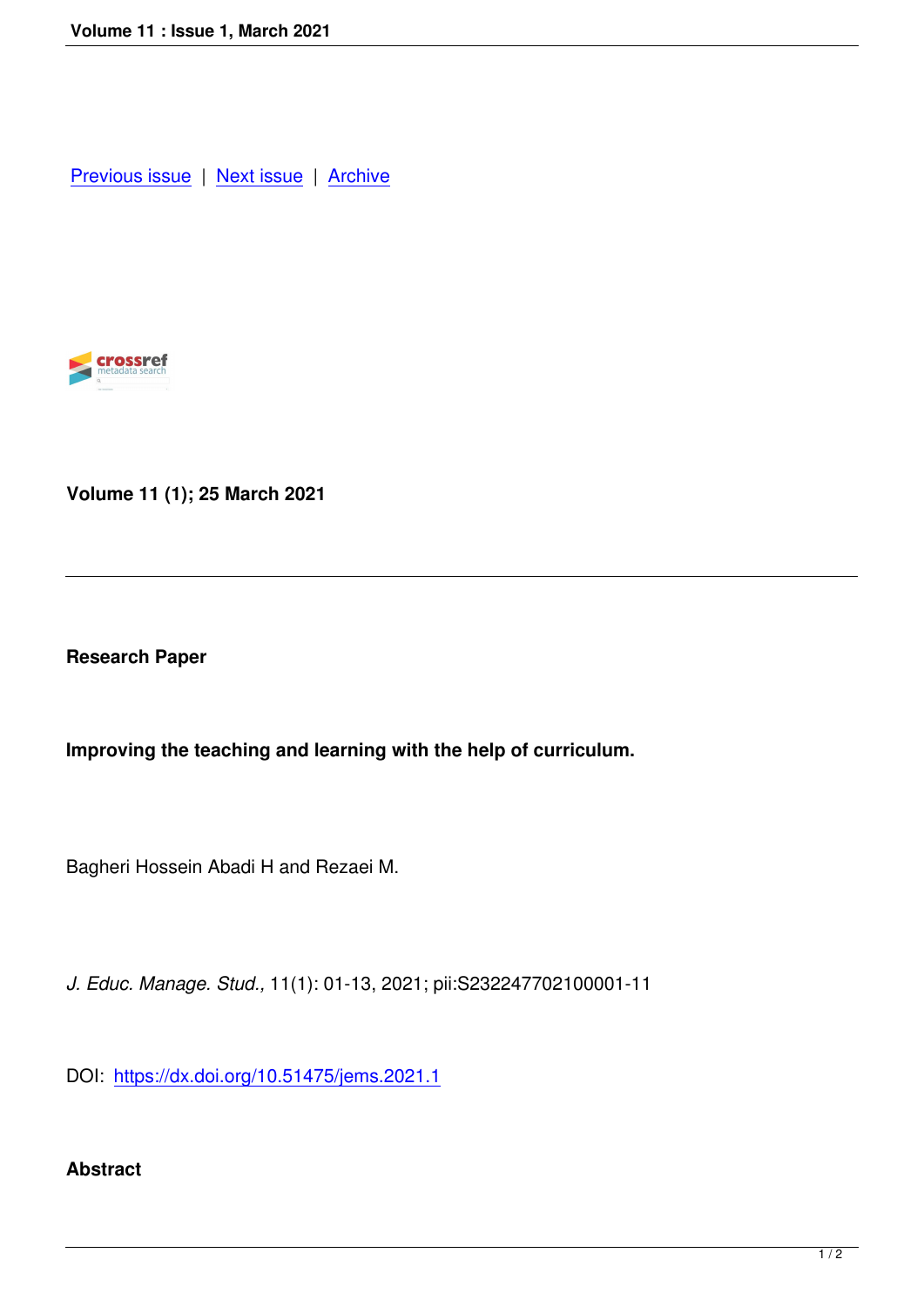Previous issue | Next issue | Archive

**Volume 11 (1); 25 March 2021**

---

**Research Paper**

**Improving the teaching and learning with the help of curriculum.**

Bagheri Hossein Abadi H and Rezaei M.

*J. Educ. Manage. Stud.,* 11(1): 01-13, 2021; pii:S232247702100001-11

DOI: https://dx.doi.org/10.51475/jems.2021.1

**Abstract**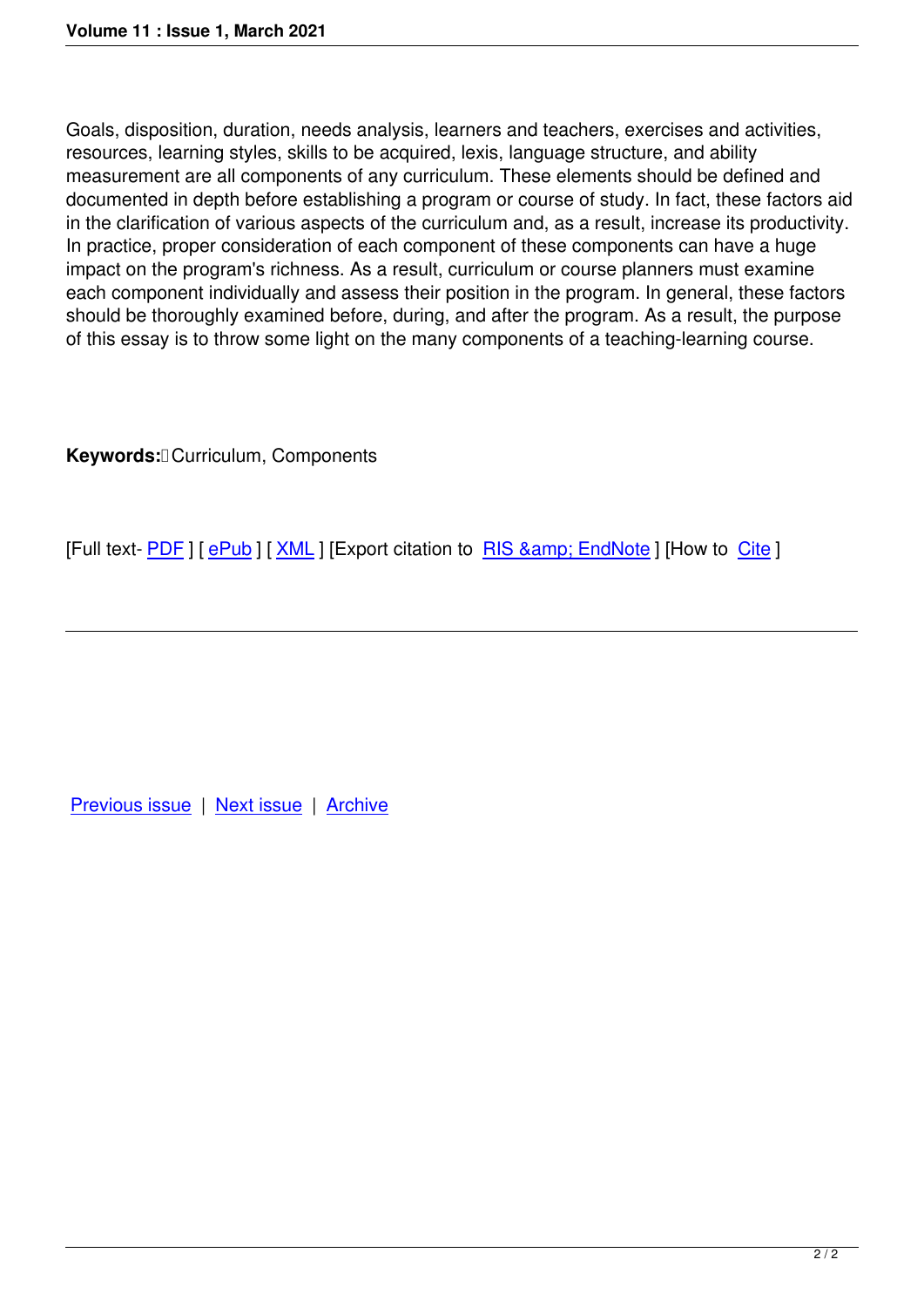Goals, disposition, duration, needs analysis, learners and teachers, exercises and activities, resources, learning styles, skills to be acquired, lexis, language structure, and ability measurement are all components of any curriculum. These elements should be defined and documented in depth before establishing a program or course of study. In fact, these factors aid in the clarification of various aspects of the curriculum and, as a result, increase its productivity. In practice, proper consideration of each component of these components can have a huge impact on the program's richness. As a result, curriculum or course planners must examine each component individually and assess their position in the program. In general, these factors should be thoroughly examined before, during, and after the program. As a result, the purpose of this essay is to throw some light on the many components of a teaching-learning course.

**Keywords:** Curriculum, Components

[Full text- PDF ] [ ePub ] [ XML ] [Export citation to RIS &amp; EndNote ] [How to Cite ]

---

Previous issue | Next issue | Archive